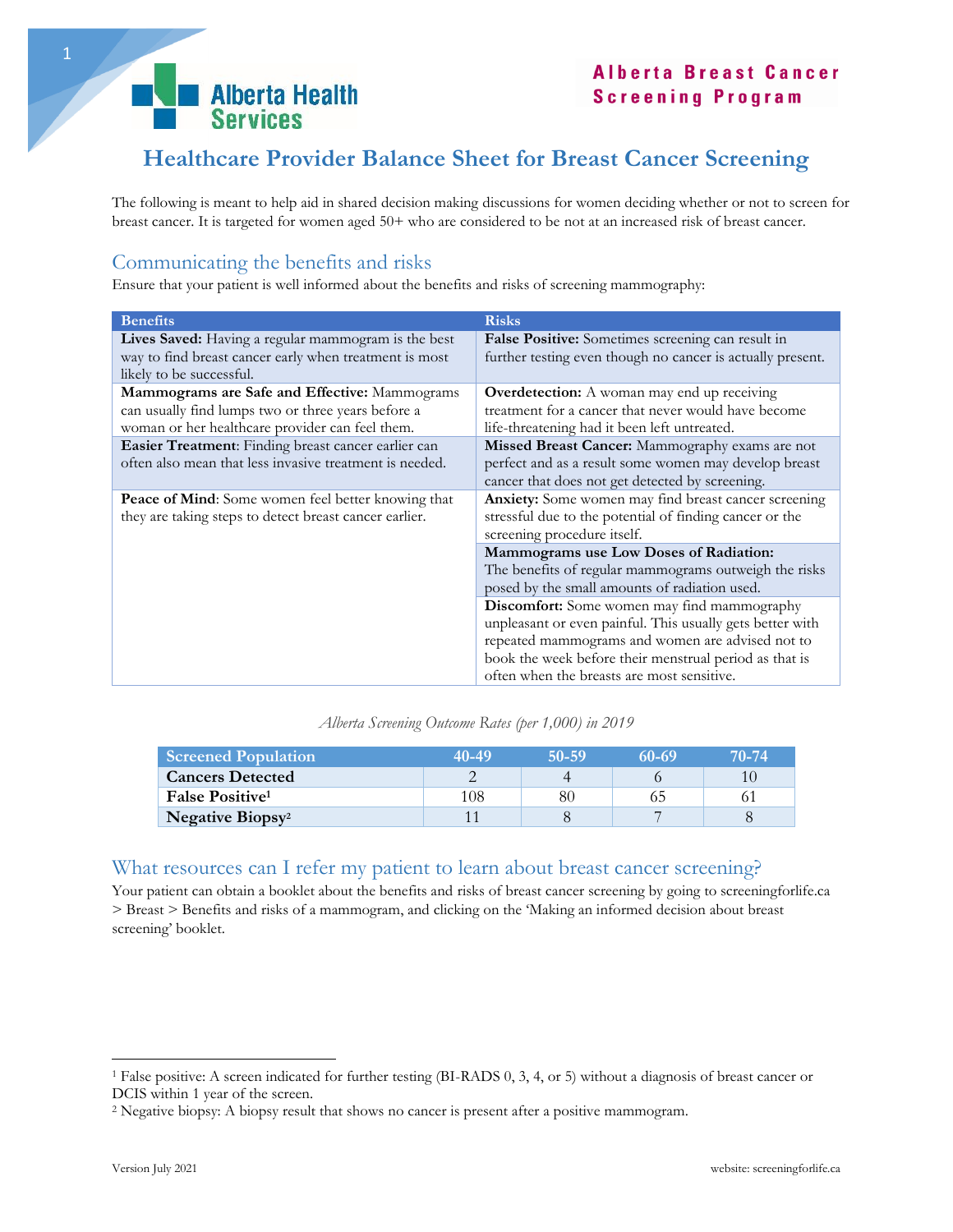Alberta Health Services

**Alberta Breast Cancer Screening Program**

# Healthcare Provider Balance Sheet for Breast Cancer Screening

The following is meant to help aid in shared decision making discussions for women deciding whether or not to screen for breast cancer. It is targeted for women aged 50+ who are considered to be not at an increased risk of breast cancer.

## Communicating the benefits and risks

Ensure that your patient is well informed about the benefits and risks of screening mammography:

| Benefits | Risks |
|---|---|
| **Lives Saved:** Having a regular mammogram is the best way to find breast cancer early when treatment is most likely to be successful. | **False Positive:** Sometimes screening can result in further testing even though no cancer is actually present. |
| **Mammograms are Safe and Effective:** Mammograms can usually find lumps two or three years before a woman or her healthcare provider can feel them. | **Overdetection:** A woman may end up receiving treatment for a cancer that never would have become life-threatening had it been left untreated. |
| **Easier Treatment**: Finding breast cancer earlier can often also mean that less invasive treatment is needed. | **Missed Breast Cancer:** Mammography exams are not perfect and as a result some women may develop breast cancer that does not get detected by screening. |
| **Peace of Mind**: Some women feel better knowing that they are taking steps to detect breast cancer earlier. | **Anxiety:** Some women may find breast cancer screening stressful due to the potential of finding cancer or the screening procedure itself. |
| | **Mammograms use Low Doses of Radiation:** The benefits of regular mammograms outweigh the risks posed by the small amounts of radiation used. |
| | **Discomfort:** Some women may find mammography unpleasant or even painful. This usually gets better with repeated mammograms and women are advised not to book the week before their menstrual period as that is often when the breasts are most sensitive. |

*Alberta Screening Outcome Rates (per 1,000) in 2019*

| Screened Population | 40-49 | 50-59 | 60-69 | 70-74 |
|---|---|---|---|---|
| **Cancers Detected** | 2 | 4 | 6 | 10 |
| **False Positive**[1] | 108 | 80 | 65 | 61 |
| **Negative Biopsy**[2] | 11 | 8 | 7 | 8 |

## What resources can I refer my patient to learn about breast cancer screening?

Your patient can obtain a booklet about the benefits and risks of breast cancer screening by going to screeningforlife.ca > Breast > Benefits and risks of a mammogram, and clicking on the 'Making an informed decision about breast screening' booklet.

---

[1] False positive: A screen indicated for further testing (BI-RADS 0, 3, 4, or 5) without a diagnosis of breast cancer or DCIS within 1 year of the screen.

[2] Negative biopsy: A biopsy result that shows no cancer is present after a positive mammogram.

Version July 2021

website: screeningforlife.ca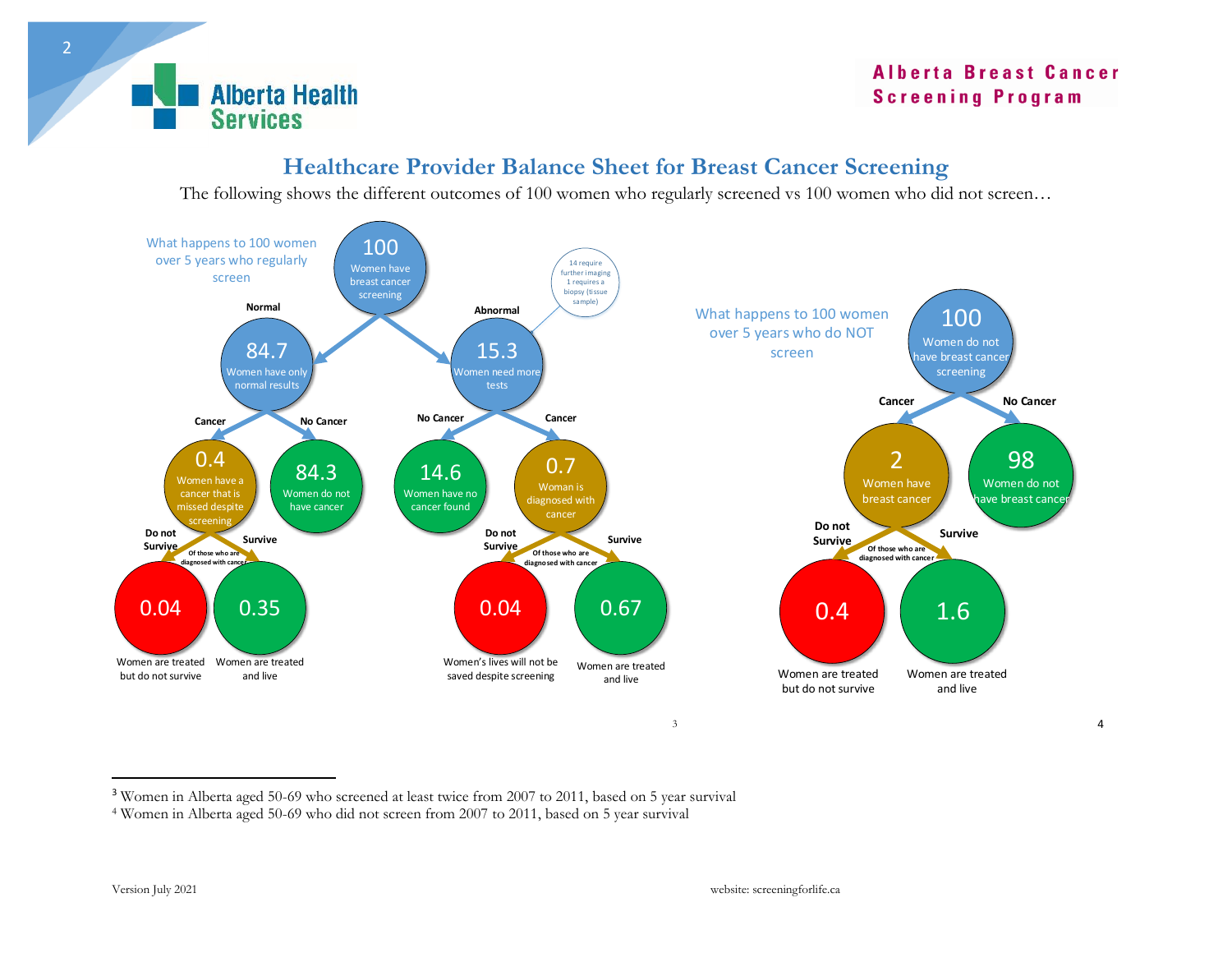# Healthcare Provider Balance Sheet for Breast Cancer Screening

The following shows the different outcomes of 100 women who regularly screened vs 100 women who did not screen…

What happens to 100 women over 5 years who regularly screen[3]

100
Women have breast cancer screening

Normal

84.7
Women have only normal results

Abnormal

15.3
Women need more tests

14 require further imaging
1 requires a biopsy (tissue sample)

Cancer

0.4
Women have a cancer that is missed despite screening

No Cancer

84.3
Women do not have cancer

No Cancer

14.6
Women have no cancer found

Cancer

0.7
Woman is diagnosed with cancer

Do not Survive

Survive

Of those who are diagnosed with cancer

0.04
Women are treated but do not survive

0.35
Women are treated and live

Do not Survive

Survive

Of those who are diagnosed with cancer

0.04
Women's lives will not be saved despite screening

0.67
Women are treated and live

What happens to 100 women over 5 years who do NOT screen[4]

100
Women do not have breast cancer screening

Cancer

2
Women have breast cancer

No Cancer

98
Women do not have breast cancer

Do not Survive

Survive

Of those who are diagnosed with cancer

0.4
Women are treated but do not survive

1.6
Women are treated and live

---

[3] Women in Alberta aged 50-69 who screened at least twice from 2007 to 2011, based on 5 year survival

[4] Women in Alberta aged 50-69 who did not screen from 2007 to 2011, based on 5 year survival

Version July 2021

website: screeningforlife.ca